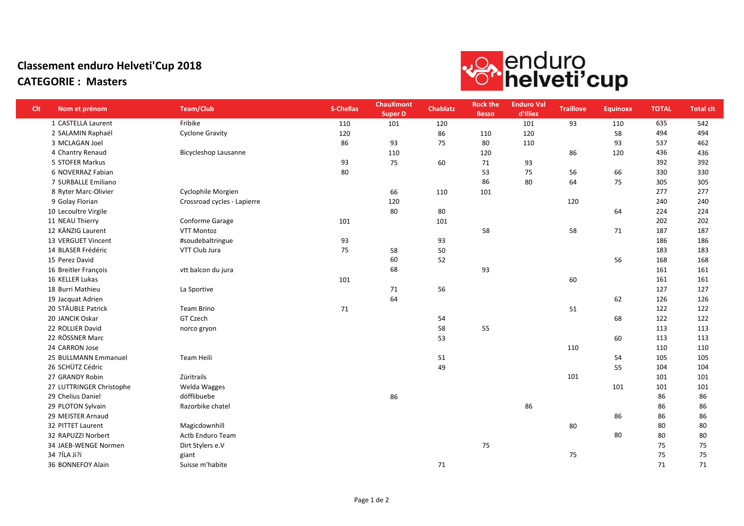# Classement enduro Helveti'Cup 2018

## CATEGORIE : Masters

| Clt | Nom et prénom | Team/Club | S-Chellas | ChauXmont Super D | Chablatz | Rock the Besso | Enduro Val d'Illiez | Traillove | Equinoxx | TOTAL | Total clt |
|---|---|---|---|---|---|---|---|---|---|---|---|
| 1 | CASTELLA Laurent | Fribike | 110 | 101 | 120 | | 101 | 93 | 110 | 635 | 542 |
| 2 | SALAMIN Raphaël | Cyclone Gravity | 120 | | 86 | 110 | 120 | | 58 | 494 | 494 |
| 3 | MCLAGAN Joel | | 86 | 93 | 75 | 80 | 110 | | 93 | 537 | 462 |
| 4 | Chantry Renaud | Bicycleshop Lausanne | | 110 | | 120 | | 86 | 120 | 436 | 436 |
| 5 | STOFER Markus | | 93 | 75 | 60 | 71 | 93 | | | 392 | 392 |
| 6 | NOVERRAZ Fabian | | 80 | | | 53 | 75 | 56 | 66 | 330 | 330 |
| 7 | SURBALLE Emiliano | | | | | 86 | 80 | 64 | 75 | 305 | 305 |
| 8 | Ryter Marc-Olivier | Cyclophile Morgien | | 66 | 110 | 101 | | | | 277 | 277 |
| 9 | Golay Florian | Crossroad cycles - Lapierre | | 120 | | | | 120 | | 240 | 240 |
| 10 | Lecoultre Virgile | | | 80 | 80 | | | | 64 | 224 | 224 |
| 11 | NEAU Thierry | Conforme Garage | 101 | | 101 | | | | | 202 | 202 |
| 12 | KÄNZIG Laurent | VTT Montoz | | | | 58 | | 58 | 71 | 187 | 187 |
| 13 | VERGUET Vincent | #soudebaltringue | 93 | | 93 | | | | | 186 | 186 |
| 14 | BLASER Frédéric | VTT Club Jura | 75 | 58 | 50 | | | | | 183 | 183 |
| 15 | Perez David | | | 60 | 52 | | | | 56 | 168 | 168 |
| 16 | Breitler François | vtt balcon du jura | | 68 | | 93 | | | | 161 | 161 |
| 16 | KELLER Lukas | | 101 | | | | | 60 | | 161 | 161 |
| 18 | Burri Mathieu | La Sportive | | 71 | 56 | | | | | 127 | 127 |
| 19 | Jacquat Adrien | | | 64 | | | | | 62 | 126 | 126 |
| 20 | STÄUBLE Patrick | Team Brino | 71 | | | | | 51 | | 122 | 122 |
| 20 | JANCIK Oskar | GT Czech | | | 54 | | | | 68 | 122 | 122 |
| 22 | ROLLIER David | norco gryon | | | 58 | 55 | | | | 113 | 113 |
| 22 | RÖSSNER Marc | | | | 53 | | | | 60 | 113 | 113 |
| 24 | CARRON Jose | | | | | | | 110 | | 110 | 110 |
| 25 | BULLMANN Emmanuel | Team Heili | | | 51 | | | | 54 | 105 | 105 |
| 26 | SCHÜTZ Cédric | | | | 49 | | | | 55 | 104 | 104 |
| 27 | GRANDY Robin | Züritrails | | | | | | 101 | | 101 | 101 |
| 27 | LUTTRINGER Christophe | Welda Wagges | | | | | | | 101 | 101 | 101 |
| 29 | Chelius Daniel | döfflibuebe | | 86 | | | | | | 86 | 86 |
| 29 | PLOTON Sylvain | Razorbike chatel | | | | | 86 | | | 86 | 86 |
| 29 | MEISTER Arnaud | | | | | | | | 86 | 86 | 86 |
| 32 | PITTET Laurent | Magicdownhill | | | | | | 80 | | 80 | 80 |
| 32 | RAPUZZI Norbert | Actb Enduro Team | | | | | | | 80 | 80 | 80 |
| 34 | JAEB-WENGE Normen | Dirt Stylers e.V | | | | 75 | | | | 75 | 75 |
| 34 | ?ÍLA Ji?í | giant | | | | | | 75 | | 75 | 75 |
| 36 | BONNEFOY Alain | Suisse m'habite | | | 71 | | | | | 71 | 71 |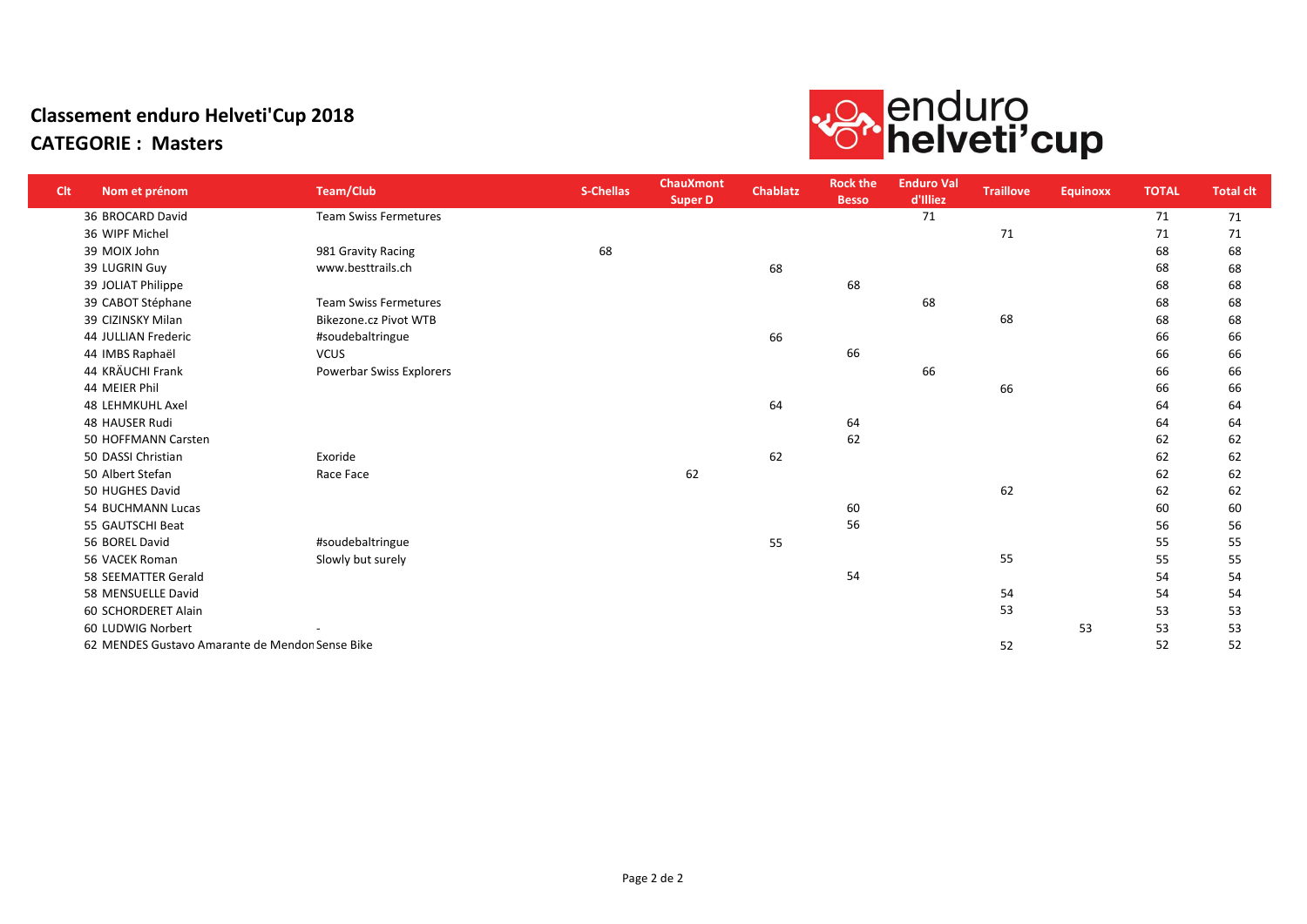# Classement enduro Helveti'Cup 2018

## CATEGORIE : Masters

| Clt | Nom et prénom | Team/Club | S-Chellas | ChauXmont Super D | Chablatz | Rock the Besso | Enduro Val d'Illiez | Traillove | Equinoxx | TOTAL | Total clt |
|---|---|---|---|---|---|---|---|---|---|---|---|
| 36 | BROCARD David | Team Swiss Fermetures | | | | | 71 | | | 71 | 71 |
| 36 | WIPF Michel | | | | | | | 71 | | 71 | 71 |
| 39 | MOIX John | 981 Gravity Racing | 68 | | | | | | | 68 | 68 |
| 39 | LUGRIN Guy | www.besttrails.ch | | | 68 | | | | | 68 | 68 |
| 39 | JOLIAT Philippe | | | | | 68 | | | | 68 | 68 |
| 39 | CABOT Stéphane | Team Swiss Fermetures | | | | | 68 | | | 68 | 68 |
| 39 | CIZINSKY Milan | Bikezone.cz Pivot WTB | | | | | | 68 | | 68 | 68 |
| 44 | JULLIAN Frederic | #soudebaltringue | | | 66 | | | | | 66 | 66 |
| 44 | IMBS Raphaël | VCUS | | | | 66 | | | | 66 | 66 |
| 44 | KRÄUCHI Frank | Powerbar Swiss Explorers | | | | | 66 | | | 66 | 66 |
| 44 | MEIER Phil | | | | | | | 66 | | 66 | 66 |
| 48 | LEHMKUHL Axel | | | | 64 | | | | | 64 | 64 |
| 48 | HAUSER Rudi | | | | | 64 | | | | 64 | 64 |
| 50 | HOFFMANN Carsten | | | | | 62 | | | | 62 | 62 |
| 50 | DASSI Christian | Exoride | | | 62 | | | | | 62 | 62 |
| 50 | Albert Stefan | Race Face | | 62 | | | | | | 62 | 62 |
| 50 | HUGHES David | | | | | | | 62 | | 62 | 62 |
| 54 | BUCHMANN Lucas | | | | | 60 | | | | 60 | 60 |
| 55 | GAUTSCHI Beat | | | | | 56 | | | | 56 | 56 |
| 56 | BOREL David | #soudebaltringue | | | 55 | | | | | 55 | 55 |
| 56 | VACEK Roman | Slowly but surely | | | | | | 55 | | 55 | 55 |
| 58 | SEEMATTER Gerald | | | | | 54 | | | | 54 | 54 |
| 58 | MENSUELLE David | | | | | | | 54 | | 54 | 54 |
| 60 | SCHORDERET Alain | | | | | | | 53 | | 53 | 53 |
| 60 | LUDWIG Norbert | - | | | | | | | 53 | 53 | 53 |
| 62 | MENDES Gustavo Amarante de Mendon | Sense Bike | | | | | | 52 | | 52 | 52 |